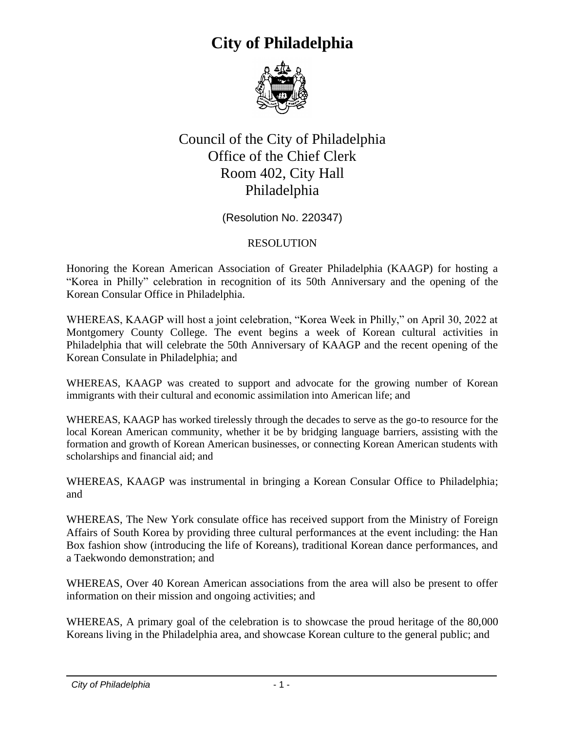# City of Philadelphia

Council of the City of Philadelphia
Office of the Chief Clerk
Room 402, City Hall
Philadelphia

(Resolution No. 220347)

RESOLUTION

Honoring the Korean American Association of Greater Philadelphia (KAAGP) for hosting a "Korea in Philly" celebration in recognition of its 50th Anniversary and the opening of the Korean Consular Office in Philadelphia.

WHEREAS, KAAGP will host a joint celebration, "Korea Week in Philly," on April 30, 2022 at Montgomery County College. The event begins a week of Korean cultural activities in Philadelphia that will celebrate the 50th Anniversary of KAAGP and the recent opening of the Korean Consulate in Philadelphia; and

WHEREAS, KAAGP was created to support and advocate for the growing number of Korean immigrants with their cultural and economic assimilation into American life; and

WHEREAS, KAAGP has worked tirelessly through the decades to serve as the go-to resource for the local Korean American community, whether it be by bridging language barriers, assisting with the formation and growth of Korean American businesses, or connecting Korean American students with scholarships and financial aid; and

WHEREAS, KAAGP was instrumental in bringing a Korean Consular Office to Philadelphia; and

WHEREAS, The New York consulate office has received support from the Ministry of Foreign Affairs of South Korea by providing three cultural performances at the event including: the Han Box fashion show (introducing the life of Koreans), traditional Korean dance performances, and a Taekwondo demonstration; and

WHEREAS, Over 40 Korean American associations from the area will also be present to offer information on their mission and ongoing activities; and

WHEREAS, A primary goal of the celebration is to showcase the proud heritage of the 80,000 Koreans living in the Philadelphia area, and showcase Korean culture to the general public; and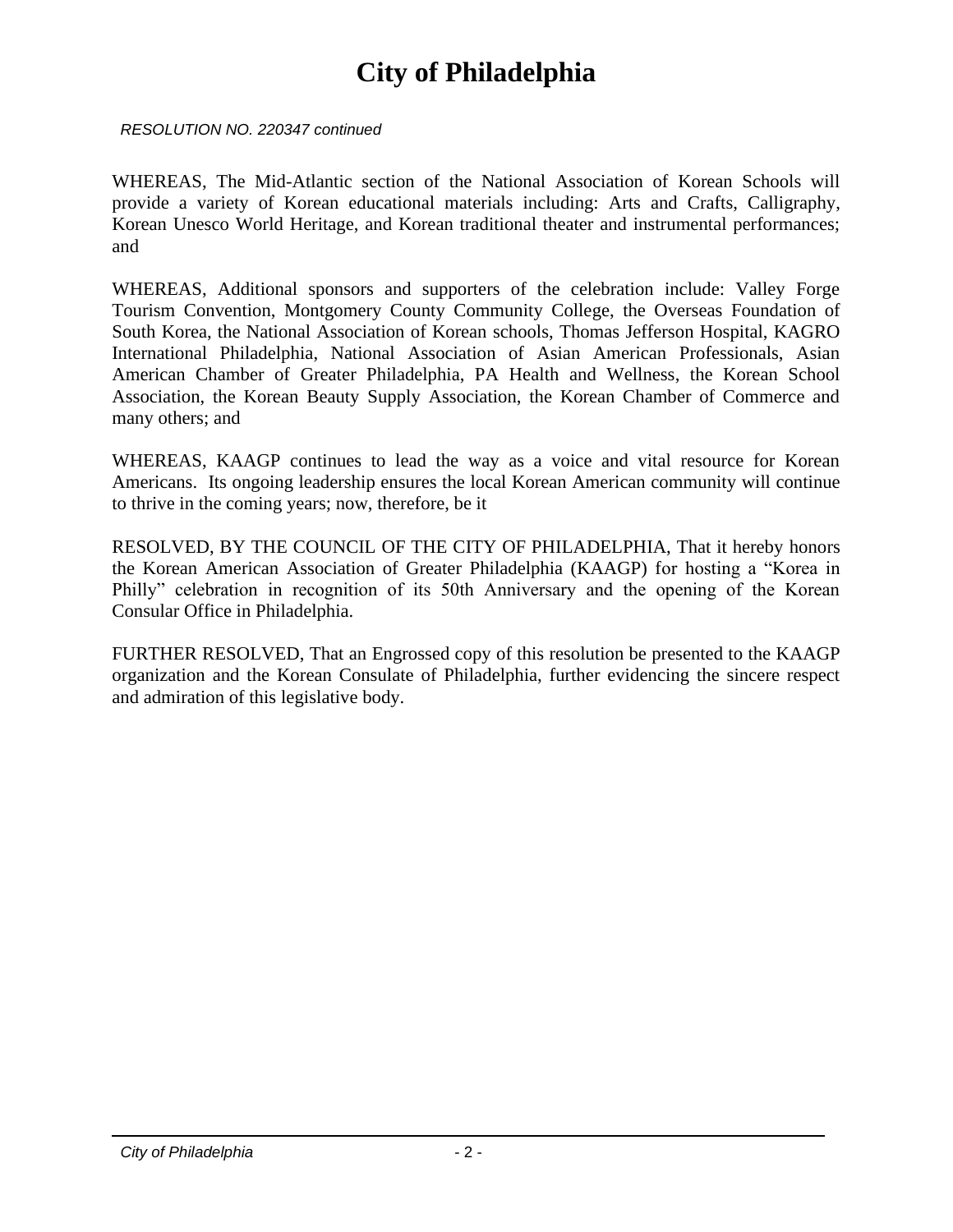*RESOLUTION NO. 220347 continued*

WHEREAS, The Mid-Atlantic section of the National Association of Korean Schools will provide a variety of Korean educational materials including: Arts and Crafts, Calligraphy, Korean Unesco World Heritage, and Korean traditional theater and instrumental performances; and

WHEREAS, Additional sponsors and supporters of the celebration include: Valley Forge Tourism Convention, Montgomery County Community College, the Overseas Foundation of South Korea, the National Association of Korean schools, Thomas Jefferson Hospital, KAGRO International Philadelphia, National Association of Asian American Professionals, Asian American Chamber of Greater Philadelphia, PA Health and Wellness, the Korean School Association, the Korean Beauty Supply Association, the Korean Chamber of Commerce and many others; and

WHEREAS, KAAGP continues to lead the way as a voice and vital resource for Korean Americans. Its ongoing leadership ensures the local Korean American community will continue to thrive in the coming years; now, therefore, be it

RESOLVED, BY THE COUNCIL OF THE CITY OF PHILADELPHIA, That it hereby honors the Korean American Association of Greater Philadelphia (KAAGP) for hosting a "Korea in Philly" celebration in recognition of its 50th Anniversary and the opening of the Korean Consular Office in Philadelphia.

FURTHER RESOLVED, That an Engrossed copy of this resolution be presented to the KAAGP organization and the Korean Consulate of Philadelphia, further evidencing the sincere respect and admiration of this legislative body.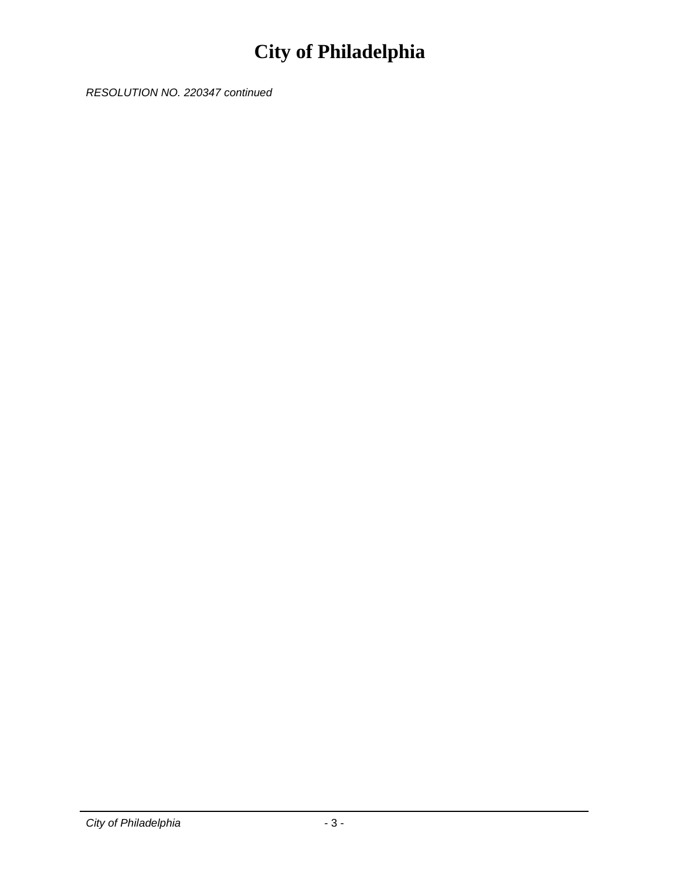*RESOLUTION NO. 220347 continued*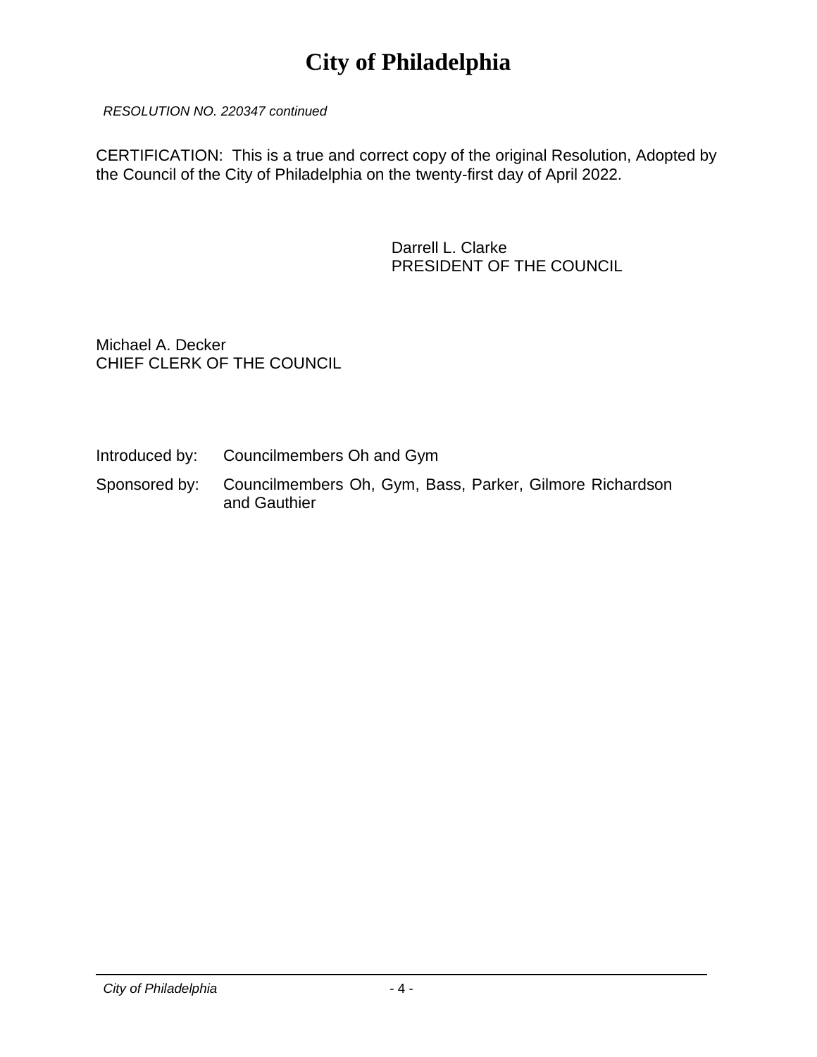# City of Philadelphia

*RESOLUTION NO. 220347 continued*

CERTIFICATION: This is a true and correct copy of the original Resolution, Adopted by the Council of the City of Philadelphia on the twenty-first day of April 2022.

Darrell L. Clarke
PRESIDENT OF THE COUNCIL

Michael A. Decker
CHIEF CLERK OF THE COUNCIL

Introduced by: Councilmembers Oh and Gym

Sponsored by: Councilmembers Oh, Gym, Bass, Parker, Gilmore Richardson and Gauthier